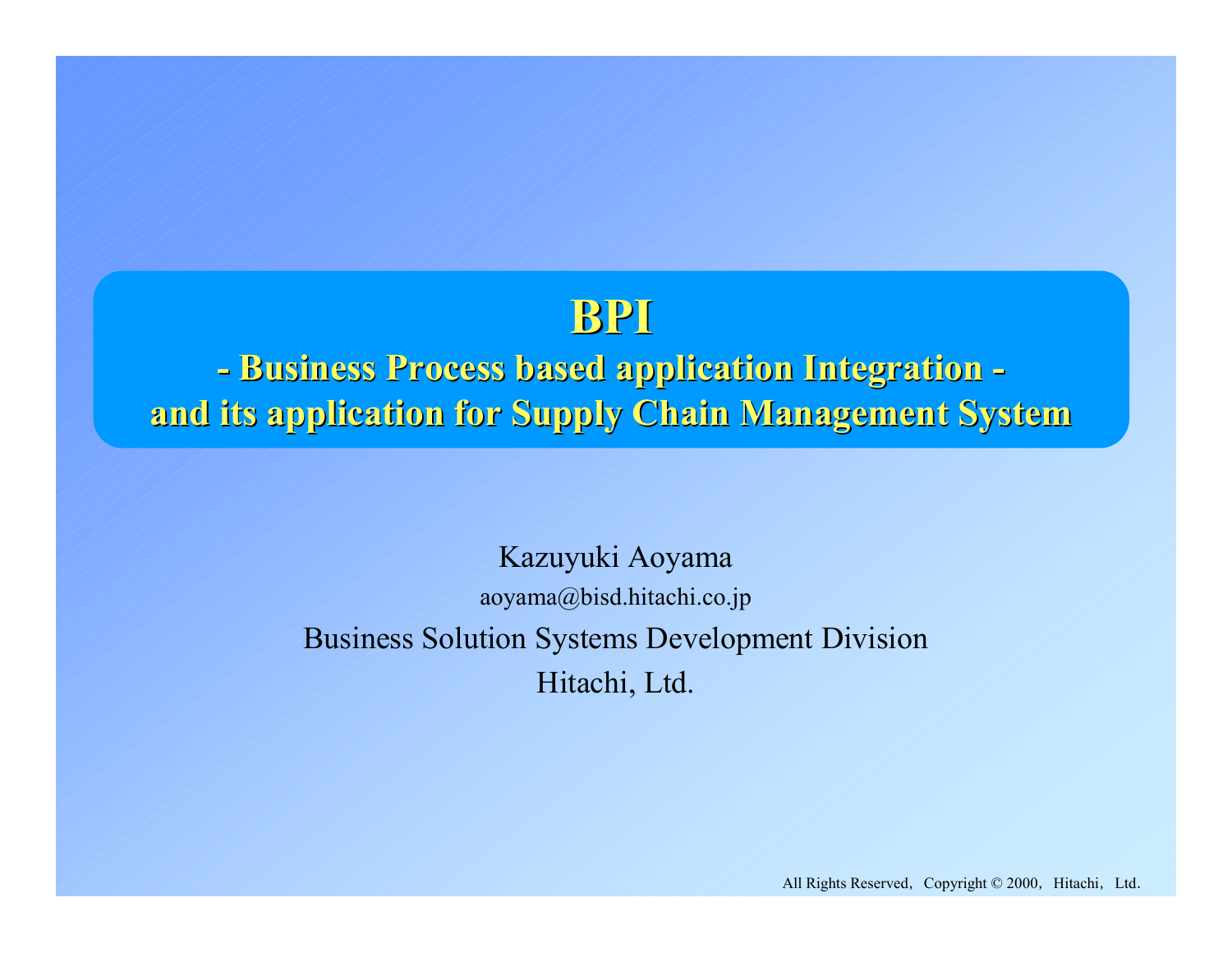# BPI

## - Business Process based application Integration - and its application for Supply Chain Management System

Kazuyuki Aoyama

aoyama@bisd.hitachi.co.jp

Business Solution Systems Development Division

Hitachi, Ltd.

All Rights Reserved, Copyright © 2000, Hitachi, Ltd.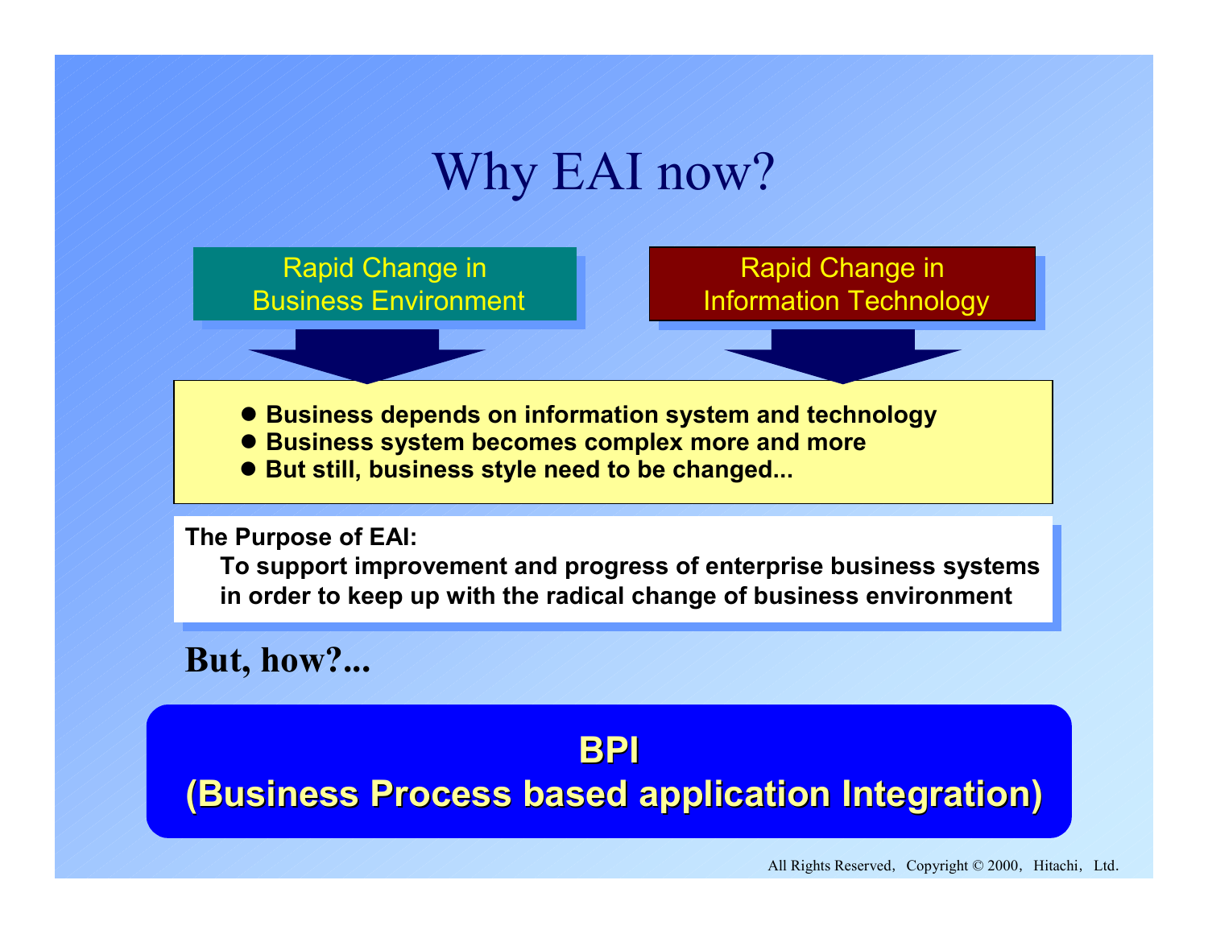# Why EAI now?

**Rapid Change in Business Environment**

**Rapid Change in Information Technology**

- **Business depends on information system and technology**
- **Business system becomes complex more and more**
- **But still, business style need to be changed...**

**The Purpose of EAI:**

**To support improvement and progress of enterprise business systems in order to keep up with the radical change of business environment**

**But, how?...**

**BPI**

**(Business Process based application Integration)**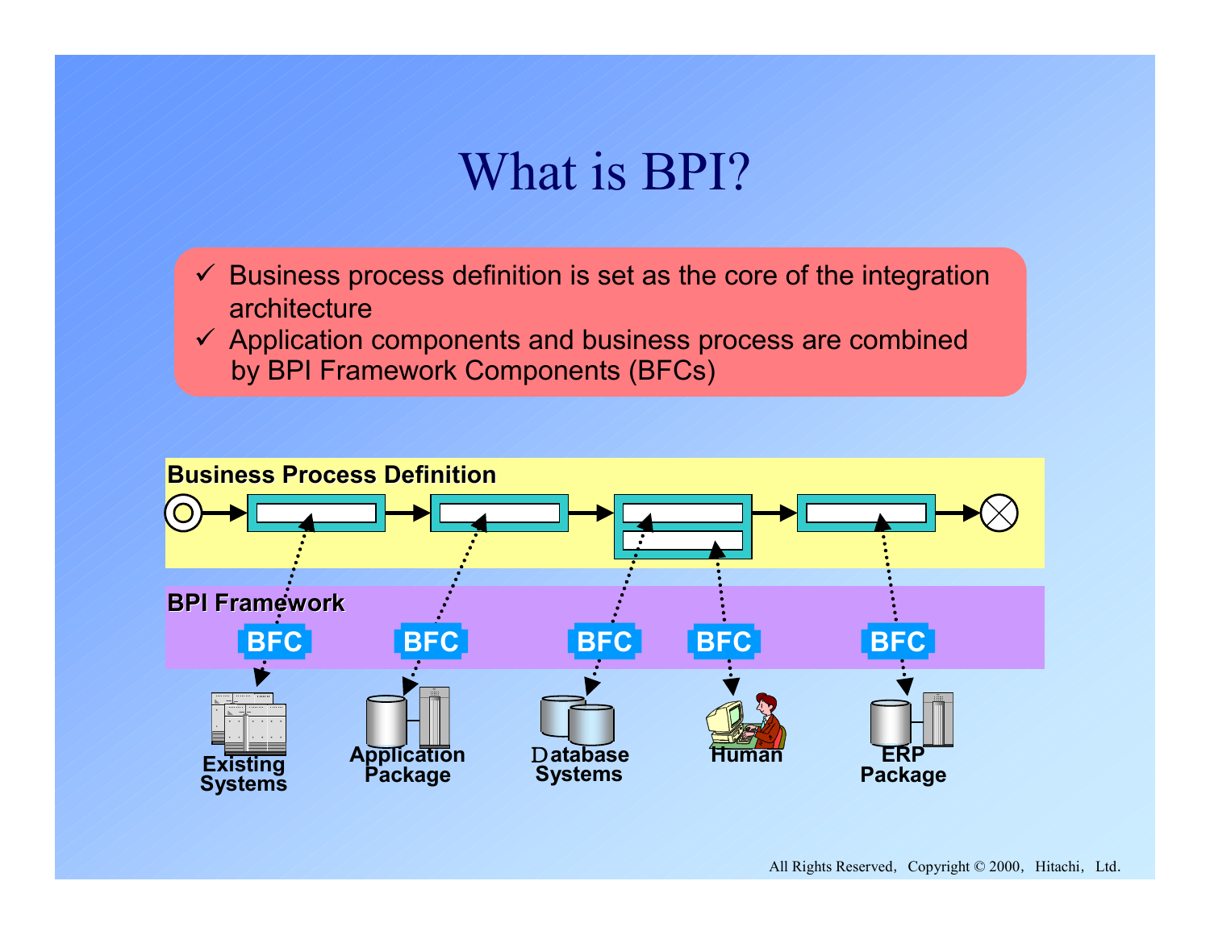# What is BPI?

- ✓ Business process definition is set as the core of the integration architecture
- ✓ Application components and business process are combined by BPI Framework Components (BFCs)

**Business Process Definition**

**BPI Framework**

BFC BFC BFC BFC BFC

**Existing Systems** **Application Package** **Database Systems** **Human** **ERP Package**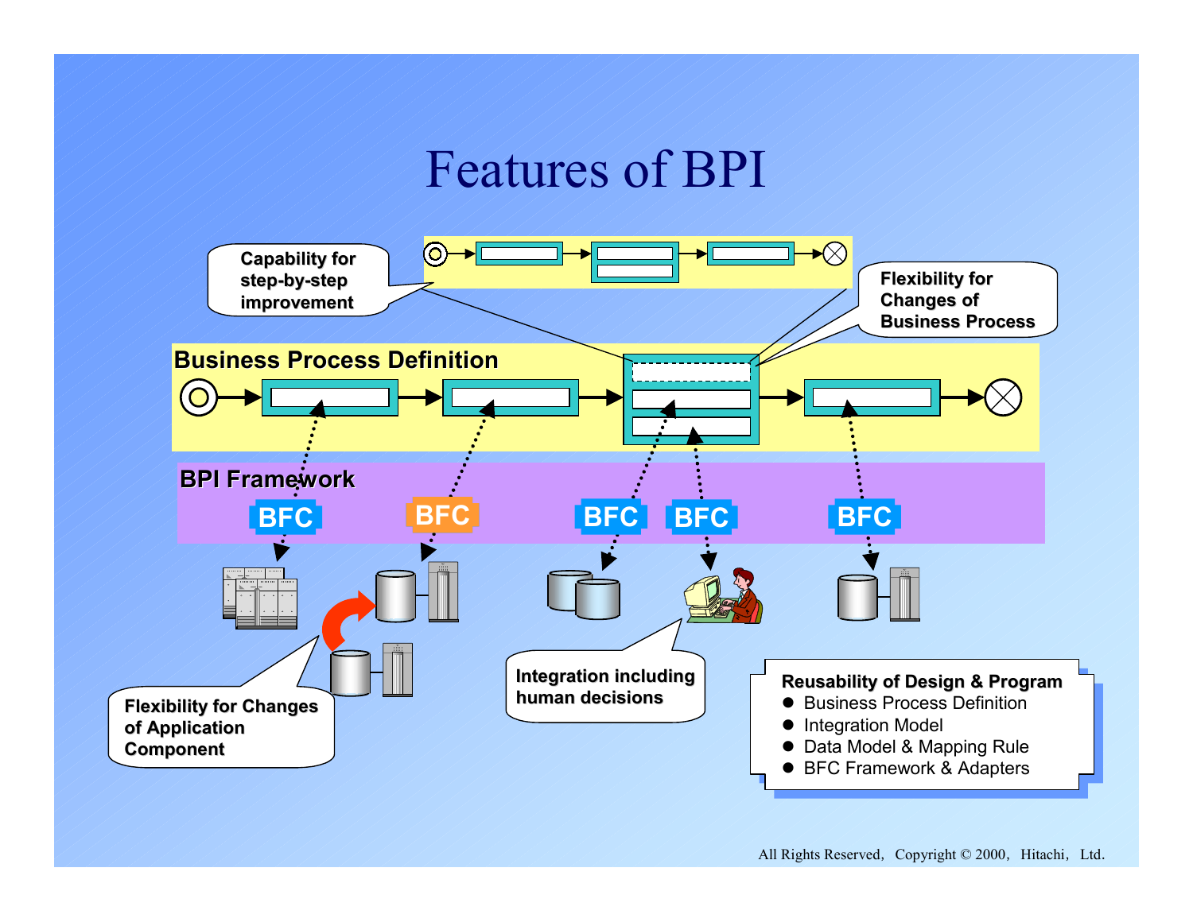# Features of BPI

Capability for step-by-step improvement

Flexibility for Changes of Business Process

Business Process Definition

BPI Framework

BFC BFC BFC BFC BFC

Flexibility for Changes of Application Component

Integration including human decisions

**Reusability of Design & Program**

- Business Process Definition
- Integration Model
- Data Model & Mapping Rule
- BFC Framework & Adapters

All Rights Reserved, Copyright © 2000, Hitachi, Ltd.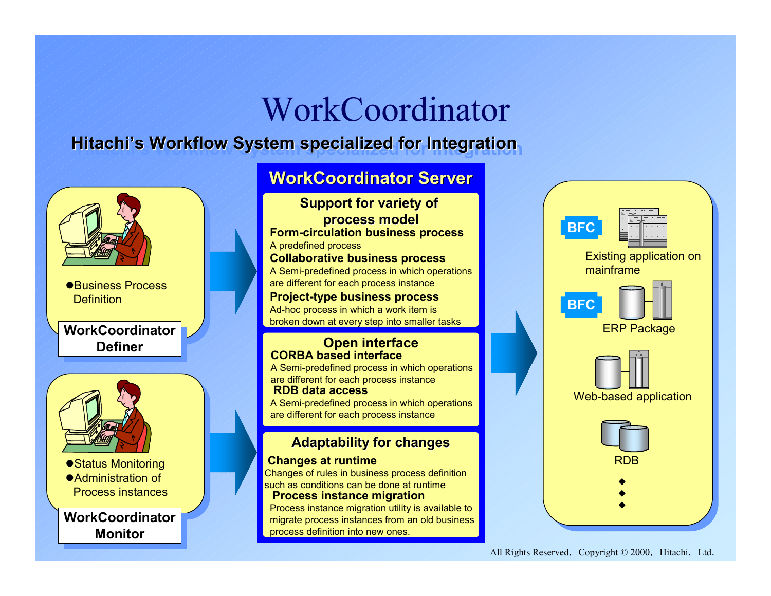# WorkCoordinator

## Hitachi's Workflow System specialized for Integration

### WorkCoordinator Definer

- Business Process Definition

### WorkCoordinator Monitor

- Status Monitoring
- Administration of Process instances

## WorkCoordinator Server

### Support for variety of process model

**Form-circulation business process**
A predefined process

**Collaborative business process**
A Semi-predefined process in which operations are different for each process instance

**Project-type business process**
Ad-hoc process in which a work item is broken down at every step into smaller tasks

### Open interface

**CORBA based interface**
A Semi-predefined process in which operations are different for each process instance

**RDB data access**
A Semi-predefined process in which operations are different for each process instance

### Adaptability for changes

**Changes at runtime**
Changes of rules in business process definition such as conditions can be done at runtime

**Process instance migration**
Process instance migration utility is available to migrate process instances from an old business process definition into new ones.

---

- BFC — Existing application on mainframe
- BFC — ERP Package
- Web-based application
- RDB
- ◆
- ◆
- ◆

All Rights Reserved, Copyright © 2000, Hitachi, Ltd.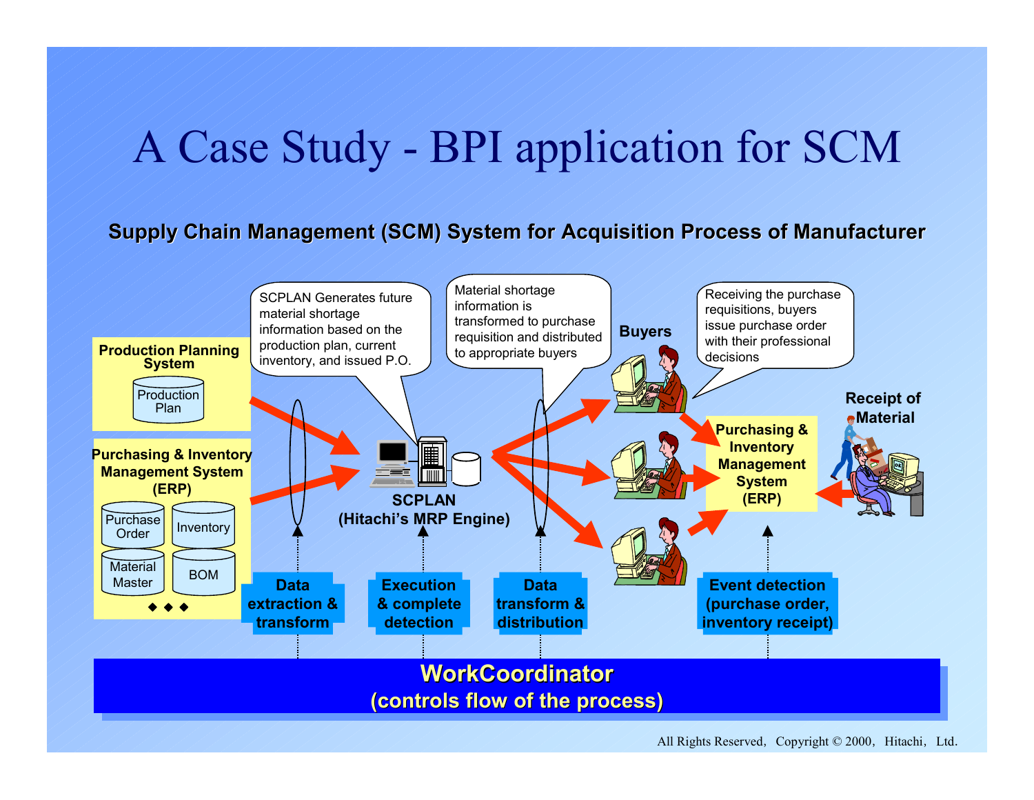# A Case Study - BPI application for SCM

**Supply Chain Management (SCM) System for Acquisition Process of Manufacturer**

**Production Planning System**

Production Plan

**Purchasing & Inventory Management System (ERP)**

Purchase Order

Inventory

Material Master

BOM

◆ ◆ ◆

SCPLAN Generates future material shortage information based on the production plan, current inventory, and issued P.O.

**SCPLAN (Hitachi's MRP Engine)**

Material shortage information is transformed to purchase requisition and distributed to appropriate buyers

**Buyers**

Receiving the purchase requisitions, buyers issue purchase order with their professional decisions

**Purchasing & Inventory Management System (ERP)**

**Receipt of Material**

**Data extraction & transform**

**Execution & complete detection**

**Data transform & distribution**

**Event detection (purchase order, inventory receipt)**

**WorkCoordinator (controls flow of the process)**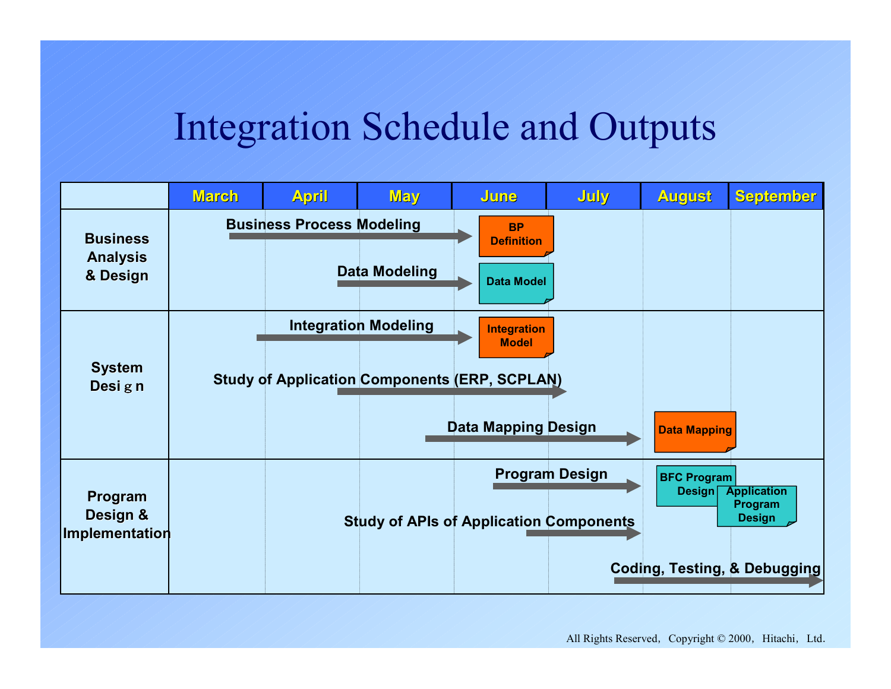# Integration Schedule and Outputs

| | March | April | May | June | July | August | September |
|---|---|---|---|---|---|---|---|
| **Business Analysis & Design** | Business Process Modeling → | | | BP Definition | | | |
| | | | Data Modeling → | Data Model | | | |
| **System Design** | | Integration Modeling → | | Integration Model | | | |
| | | | Study of Application Components (ERP, SCPLAN) → | | | | |
| | | | | Data Mapping Design → | | Data Mapping | |
| **Program Design & Implementation** | | | | Program Design → | | BFC Program Design | Application Program Design |
| | | | | Study of APIs of Application Components → | | | |
| | | | | | | Coding, Testing, & Debugging → | |

All Rights Reserved, Copyright © 2000, Hitachi, Ltd.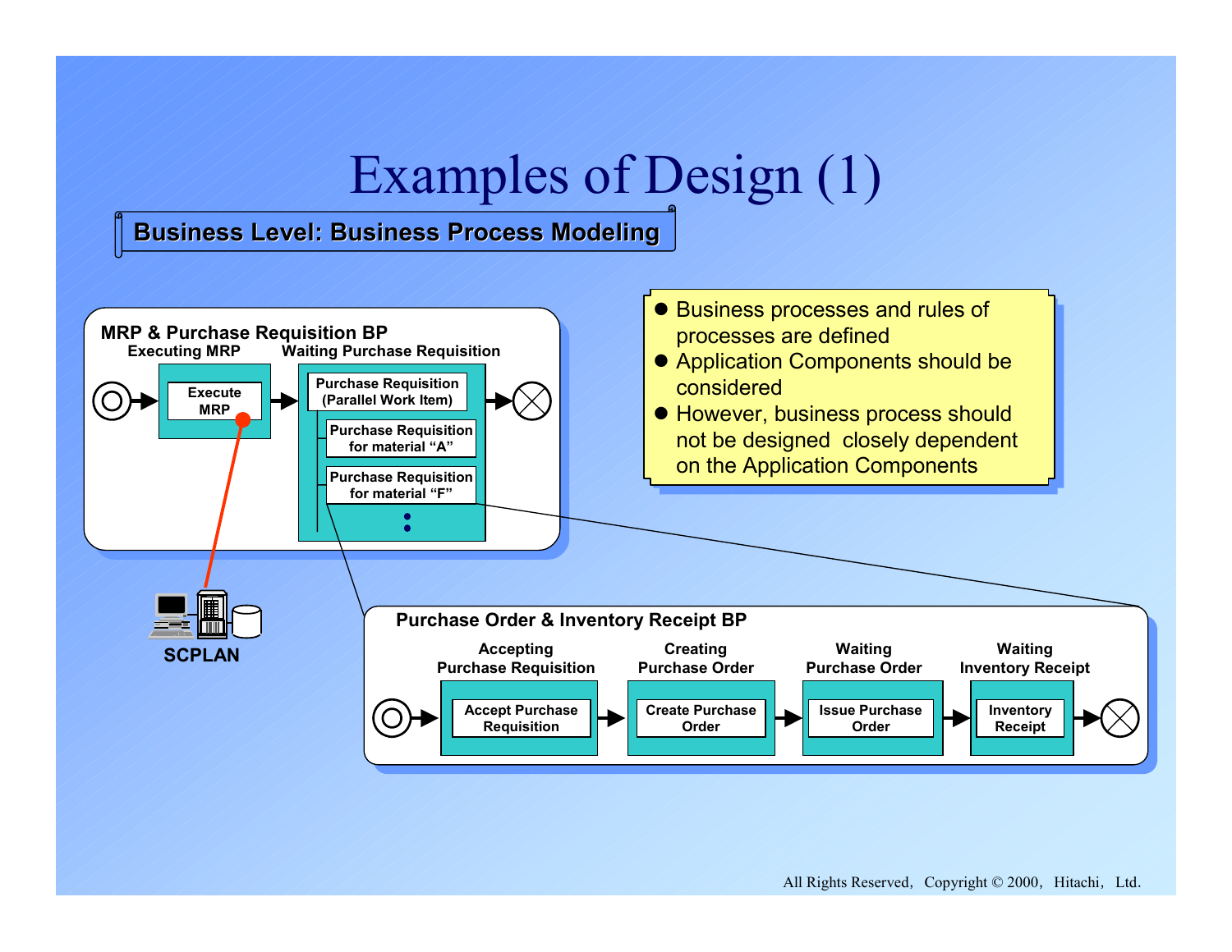# Examples of Design (1)

**Business Level: Business Process Modeling**

**MRP & Purchase Requisition BP**

**Executing MRP** — Execute MRP

**Waiting Purchase Requisition** — Purchase Requisition (Parallel Work Item)
- Purchase Requisition for material "A"
- Purchase Requisition for material "F"
- :

**SCPLAN**

**Purchase Order & Inventory Receipt BP**

| Accepting Purchase Requisition | Creating Purchase Order | Waiting Purchase Order | Waiting Inventory Receipt |
|---|---|---|---|
| Accept Purchase Requisition | Create Purchase Order | Issue Purchase Order | Inventory Receipt |

- Business processes and rules of processes are defined
- Application Components should be considered
- However, business process should not be designed closely dependent on the Application Components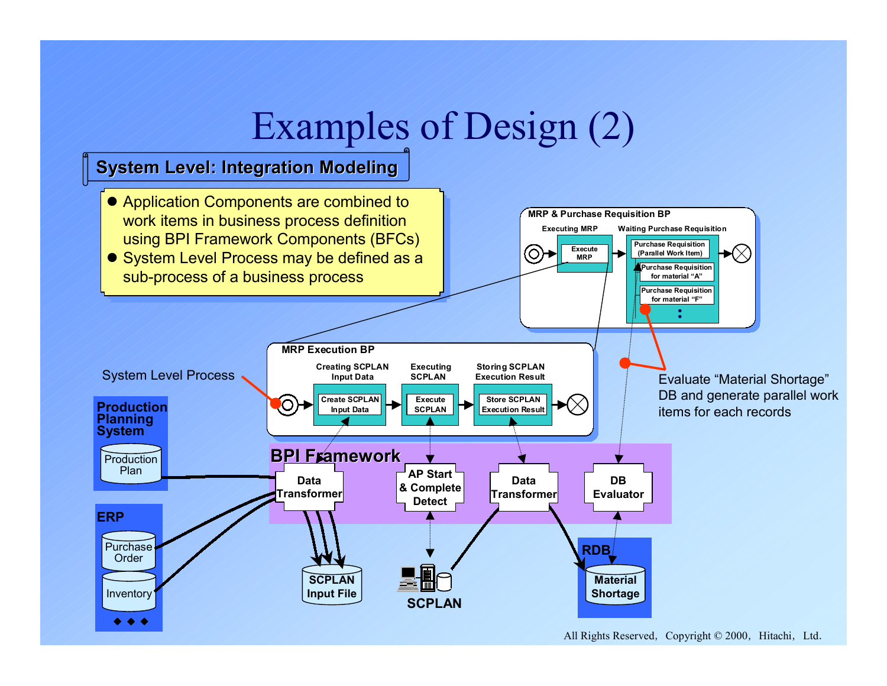# Examples of Design (2)

## System Level: Integration Modeling

- Application Components are combined to work items in business process definition using BPI Framework Components (BFCs)
- System Level Process may be defined as a sub-process of a business process

MRP & Purchase Requisition BP

Executing MRP — Execute MRP

Waiting Purchase Requisition — Purchase Requisition (Parallel Work Item); Purchase Requisition for material "A"; Purchase Requisition for material "F"

MRP Execution BP

Creating SCPLAN Input Data — Create SCPLAN Input Data

Executing SCPLAN — Execute SCPLAN

Storing SCPLAN Execution Result — Store SCPLAN Execution Result

System Level Process

Evaluate "Material Shortage" DB and generate parallel work items for each records

BPI Framework: Data Transformer; AP Start & Complete Detect; Data Transformer; DB Evaluator

Production Planning System: Production Plan

ERP: Purchase Order; Inventory

SCPLAN Input File

SCPLAN

RDB: Material Shortage

All Rights Reserved, Copyright © 2000, Hitachi, Ltd.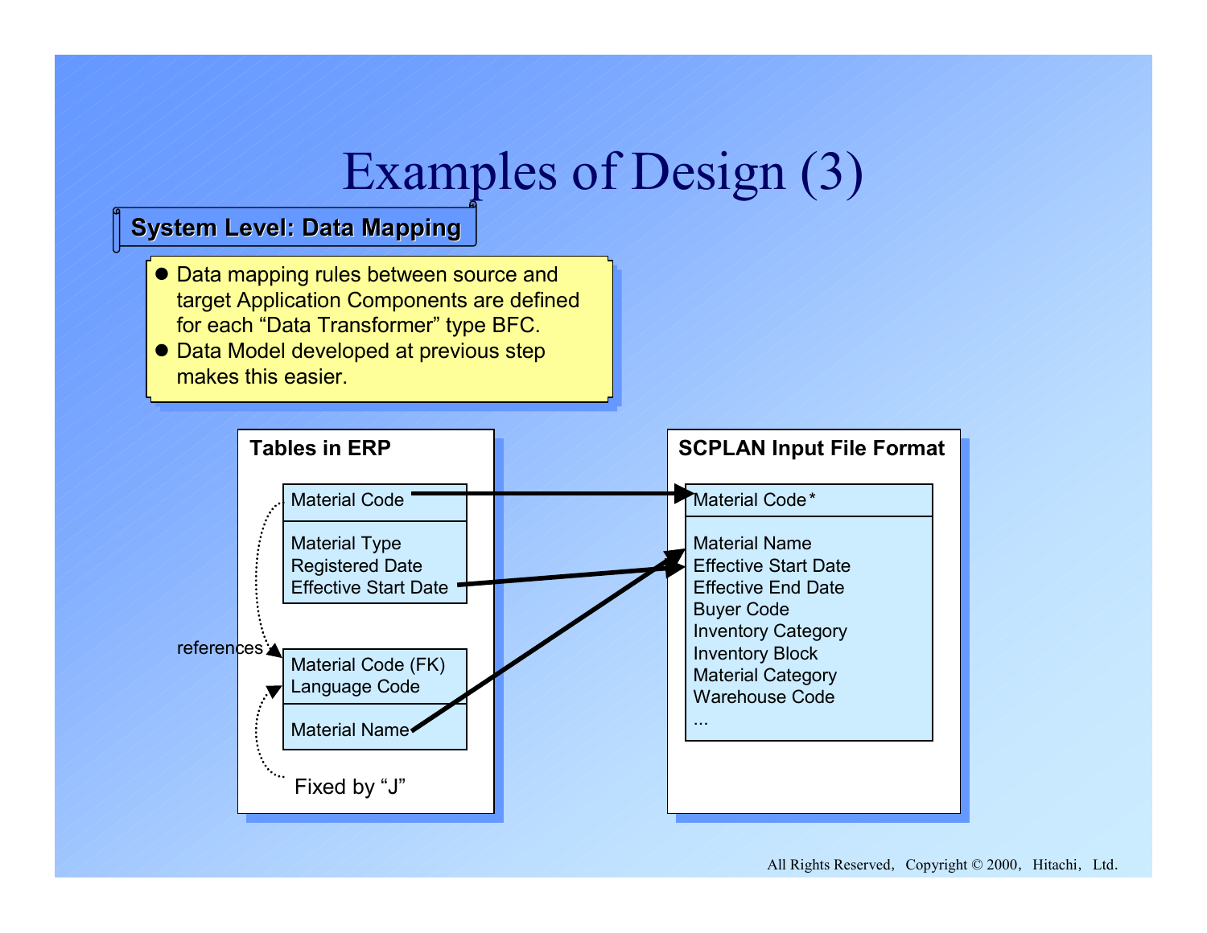# Examples of Design (3)

## System Level: Data Mapping

- Data mapping rules between source and target Application Components are defined for each "Data Transformer" type BFC.
- Data Model developed at previous step makes this easier.

**Tables in ERP**

| Material Code |
|---|
| Material Type<br>Registered Date<br>Effective Start Date |

references

| Material Code (FK)<br>Language Code |
|---|
| Material Name |

Fixed by "J"

**SCPLAN Input File Format**

| Material Code * |
|---|
| Material Name<br>Effective Start Date<br>Effective End Date<br>Buyer Code<br>Inventory Category<br>Inventory Block<br>Material Category<br>Warehouse Code<br>... |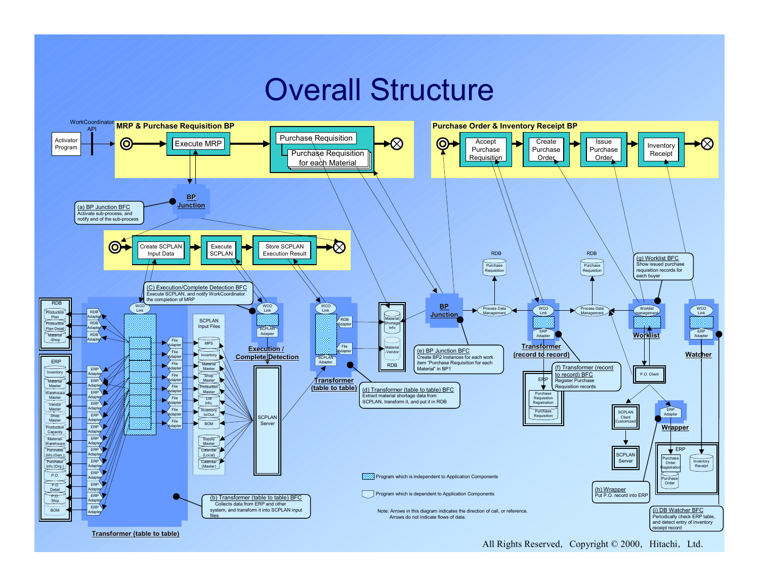# Overall Structure

## MRP & Purchase Requisition BP

WorkCoordinator API

Activator Program

Execute MRP

Purchase Requisition

Purchase Requisition for each Material

## Purchase Order & Inventory Receipt BP

Accept Purchase Requisition

Create Purchase Order

Issue Purchase Order

Inventory Receipt

BP Junction

(a) BP Junction BFC
Activate sub-process, and notify end of the sub-process

Create SCPLAN Input Data

Execute SCPLAN

Store SCPLAN Execution Result

(C) Execution/Complete Detection BFC
Execute SCPLAN, and notify WorkCoordinator the completion of MRP

RDB: Production Plan, Production Plan Detail, Material -Shop

ERP: Inventory, Material Master, Warehouse Master, Vendor Master, Shop Master, Production Capacity, Material-Warehouse, Purchase Info.(Gen.), Purchase Info (Org.), P.O., P.O Detail, P.O. Ship, BOM

RDB Adapter, ERP Adapter, WCO Link, File Adapter

SCPLAN Input Files: MPS, Inventory, Material Master, Shop Master, Production Master, Lot Info., Inventory In/Out, BOM, Supply Master, Calendar (Local), Calendar (Master)

SCPLAN Adapter

Execution / Complete Detection

SCPLAN Server

Transformer (table to table)

(b) Transformer (table to table) BFC
Collects data from ERP and other system, and transform it into SCPLAN input files

WCO Link, RDB Adapter, File Adapter, SCPLAN Adapter

RDB: Material Shortage Info, Material -Vendor

Transformer (table to table)

(d) Transformer (table to table) BFC
Extract material shortage data from SCPLAN, transform it, and put it in RDB

BP Junction

(e) BP Junction BFC
Create BP2 Instances for each work item "Purchase Requisition for each Material" in BP1

RDB: Purchase Requisition

Process Data Management

WCO Link, ERP Adapter

Transformer (record to record)

ERP: Purchase Requisition Registration, Purchase Requisition

(f) Transformer (record to record) BFC
Register Purchase Requisition records

RDB: Purchase Requisition

Process Data Management

(g) Worklist BFC
Show issued purchase requisition records for each buyer

Worklist management

Worklist

P.O. Client

SCPLAN Client Customized

SCPLAN Server

ERP Adapter

Wrapper

(h) Wrapper
Put P.O. record into ERP

WCO Link, ERP Adapter

Watcher

ERP: Purchase Order Registration, Purchase Order, Inventory Receipt

(i) DB Watcher BFC
Periodically check ERP table, and detect entry of inventory receipt record

Program which is independent to Application Components

Program which is dependent to Application Components

Note: Arrows in this diagram indicates the direction of call, or reference.
Arrows do not indicate flows of data.

All Rights Reserved, Copyright © 2000, Hitachi, Ltd.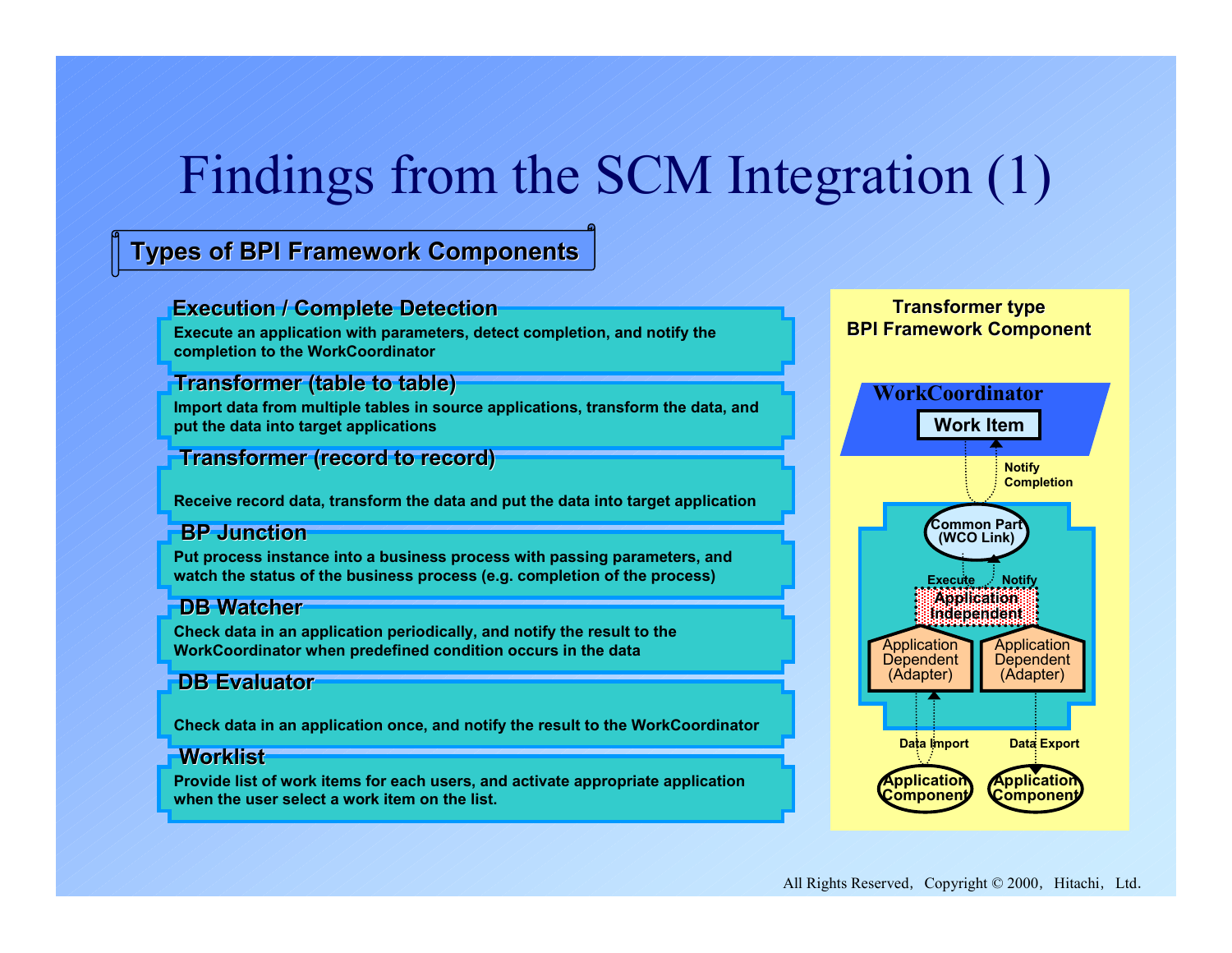# Findings from the SCM Integration (1)

## Types of BPI Framework Components

**Execution / Complete Detection**
Execute an application with parameters, detect completion, and notify the completion to the WorkCoordinator

**Transformer (table to table)**
Import data from multiple tables in source applications, transform the data, and put the data into target applications

**Transformer (record to record)**
Receive record data, transform the data and put the data into target application

**BP Junction**
Put process instance into a business process with passing parameters, and watch the status of the business process (e.g. completion of the process)

**DB Watcher**
Check data in an application periodically, and notify the result to the WorkCoordinator when predefined condition occurs in the data

**DB Evaluator**
Check data in an application once, and notify the result to the WorkCoordinator

**Worklist**
Provide list of work items for each users, and activate appropriate application when the user select a work item on the list.

**Transformer type BPI Framework Component**

WorkCoordinator
Work Item
Notify Completion
Common Part (WCO Link)
Execute
Notify
Application Independent
Application Dependent (Adapter)
Application Dependent (Adapter)
Data Import
Data Export
Application Component
Application Component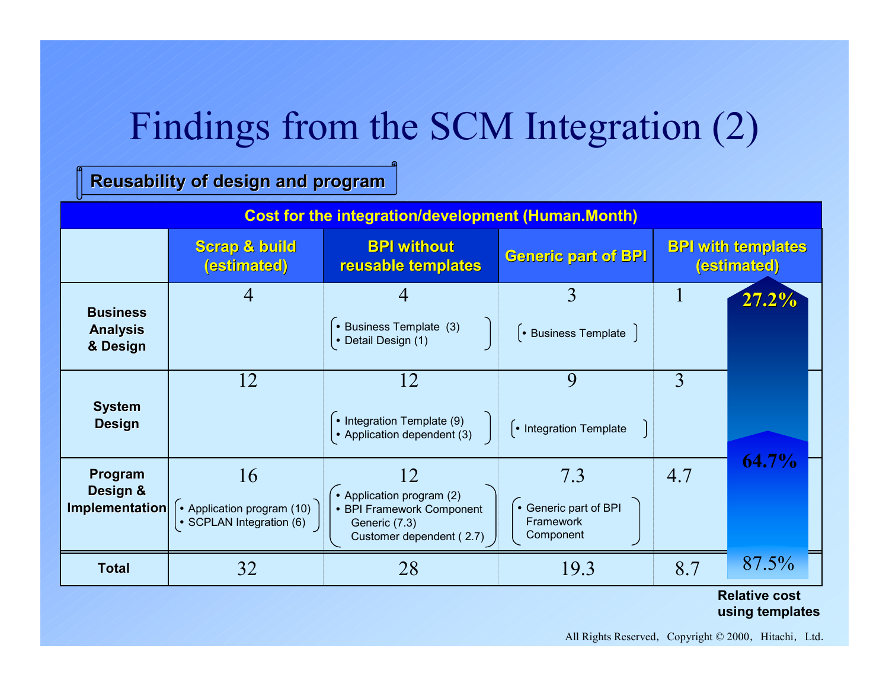# Findings from the SCM Integration (2)

**Reusability of design and program**

| Cost for the integration/development (Human.Month) | | | | |
|---|---|---|---|---|
| | Scrap & build (estimated) | BPI without reusable templates | Generic part of BPI | BPI with templates (estimated) |
| **Business Analysis & Design** | 4 | 4<br>• Business Template (3)<br>• Detail Design (1) | 3<br>• Business Template | 1 |
| **System Design** | 12 | 12<br>• Integration Template (9)<br>• Application dependent (3) | 9<br>• Integration Template | 3 |
| **Program Design & Implementation** | 16<br>• Application program (10)<br>• SCPLAN Integration (6) | 12<br>• Application program (2)<br>• BPI Framework Component Generic (7.3) Customer dependent ( 2.7) | 7.3<br>• Generic part of BPI Framework Component | 4.7 |
| **Total** | 32 | 28 | 19.3 | 8.7 |

Relative cost using templates: 27.2% (Business Analysis & Design), 64.7% (System Design / Program Design & Implementation), 87.5% (Total)

All Rights Reserved, Copyright © 2000, Hitachi, Ltd.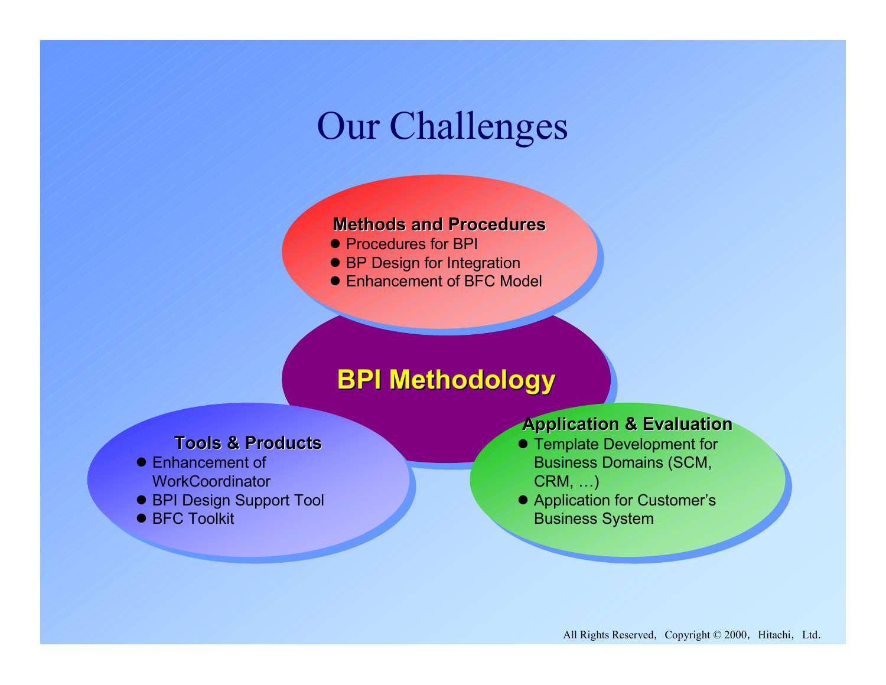# Our Challenges

**BPI Methodology**

**Methods and Procedures**

- Procedures for BPI
- BP Design for Integration
- Enhancement of BFC Model

**Tools & Products**

- Enhancement of WorkCoordinator
- BPI Design Support Tool
- BFC Toolkit

**Application & Evaluation**

- Template Development for Business Domains (SCM, CRM, …)
- Application for Customer's Business System

All Rights Reserved, Copyright © 2000, Hitachi, Ltd.